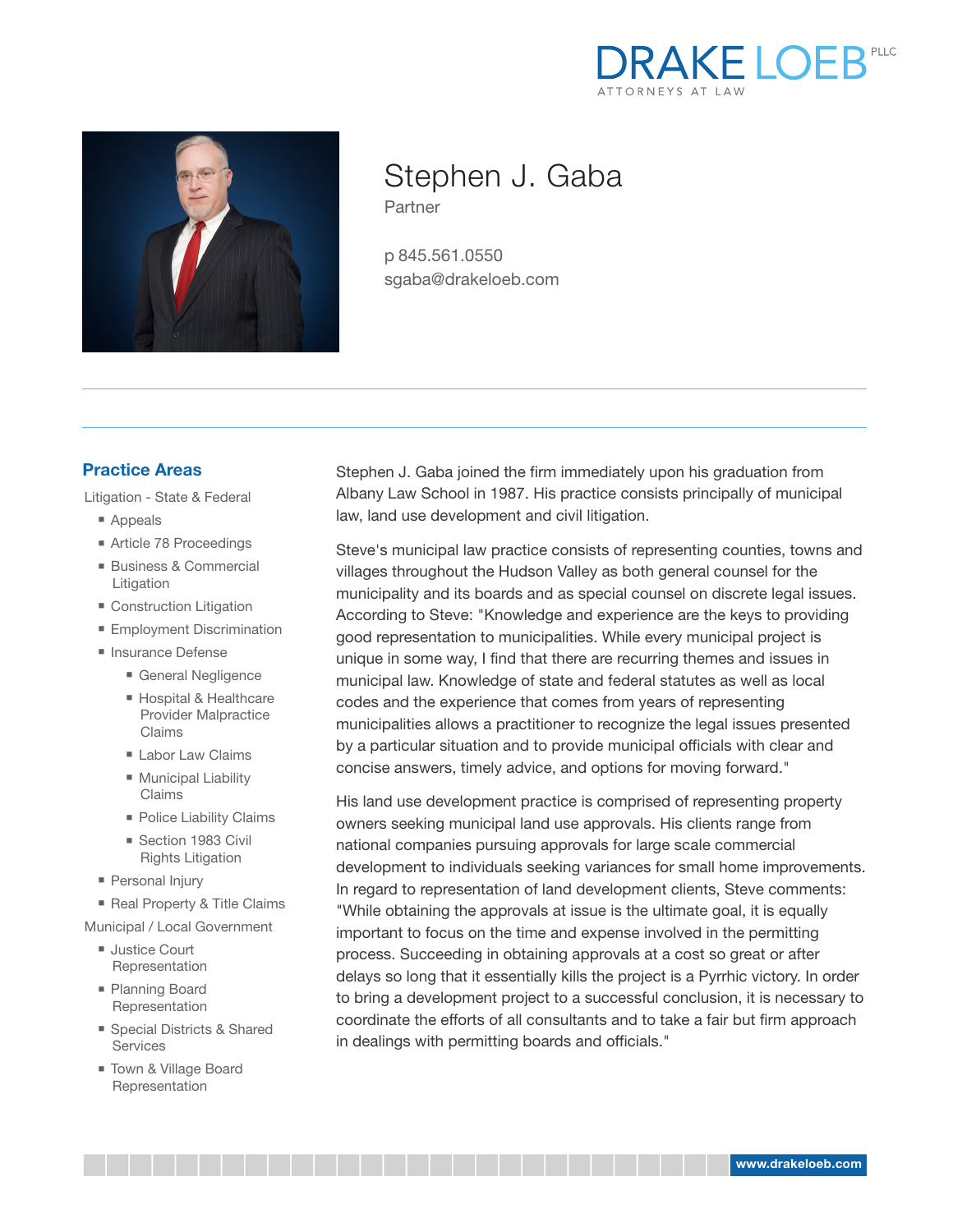DRAKE LOEB PLLC
ATTORNEYS AT LAW

# Stephen J. Gaba

Partner

p 845.561.0550
sgaba@drakeloeb.com

## Practice Areas

Litigation - State & Federal

- Appeals
- Article 78 Proceedings
- Business & Commercial Litigation
- Construction Litigation
- Employment Discrimination
- Insurance Defense
  - General Negligence
  - Hospital & Healthcare Provider Malpractice Claims
  - Labor Law Claims
  - Municipal Liability Claims
  - Police Liability Claims
  - Section 1983 Civil Rights Litigation
- Personal Injury
- Real Property & Title Claims

Municipal / Local Government

- Justice Court Representation
- Planning Board Representation
- Special Districts & Shared Services
- Town & Village Board Representation

Stephen J. Gaba joined the firm immediately upon his graduation from Albany Law School in 1987. His practice consists principally of municipal law, land use development and civil litigation.

Steve's municipal law practice consists of representing counties, towns and villages throughout the Hudson Valley as both general counsel for the municipality and its boards and as special counsel on discrete legal issues. According to Steve: "Knowledge and experience are the keys to providing good representation to municipalities. While every municipal project is unique in some way, I find that there are recurring themes and issues in municipal law. Knowledge of state and federal statutes as well as local codes and the experience that comes from years of representing municipalities allows a practitioner to recognize the legal issues presented by a particular situation and to provide municipal officials with clear and concise answers, timely advice, and options for moving forward."

His land use development practice is comprised of representing property owners seeking municipal land use approvals. His clients range from national companies pursuing approvals for large scale commercial development to individuals seeking variances for small home improvements. In regard to representation of land development clients, Steve comments: "While obtaining the approvals at issue is the ultimate goal, it is equally important to focus on the time and expense involved in the permitting process. Succeeding in obtaining approvals at a cost so great or after delays so long that it essentially kills the project is a Pyrrhic victory. In order to bring a development project to a successful conclusion, it is necessary to coordinate the efforts of all consultants and to take a fair but firm approach in dealings with permitting boards and officials."

www.drakeloeb.com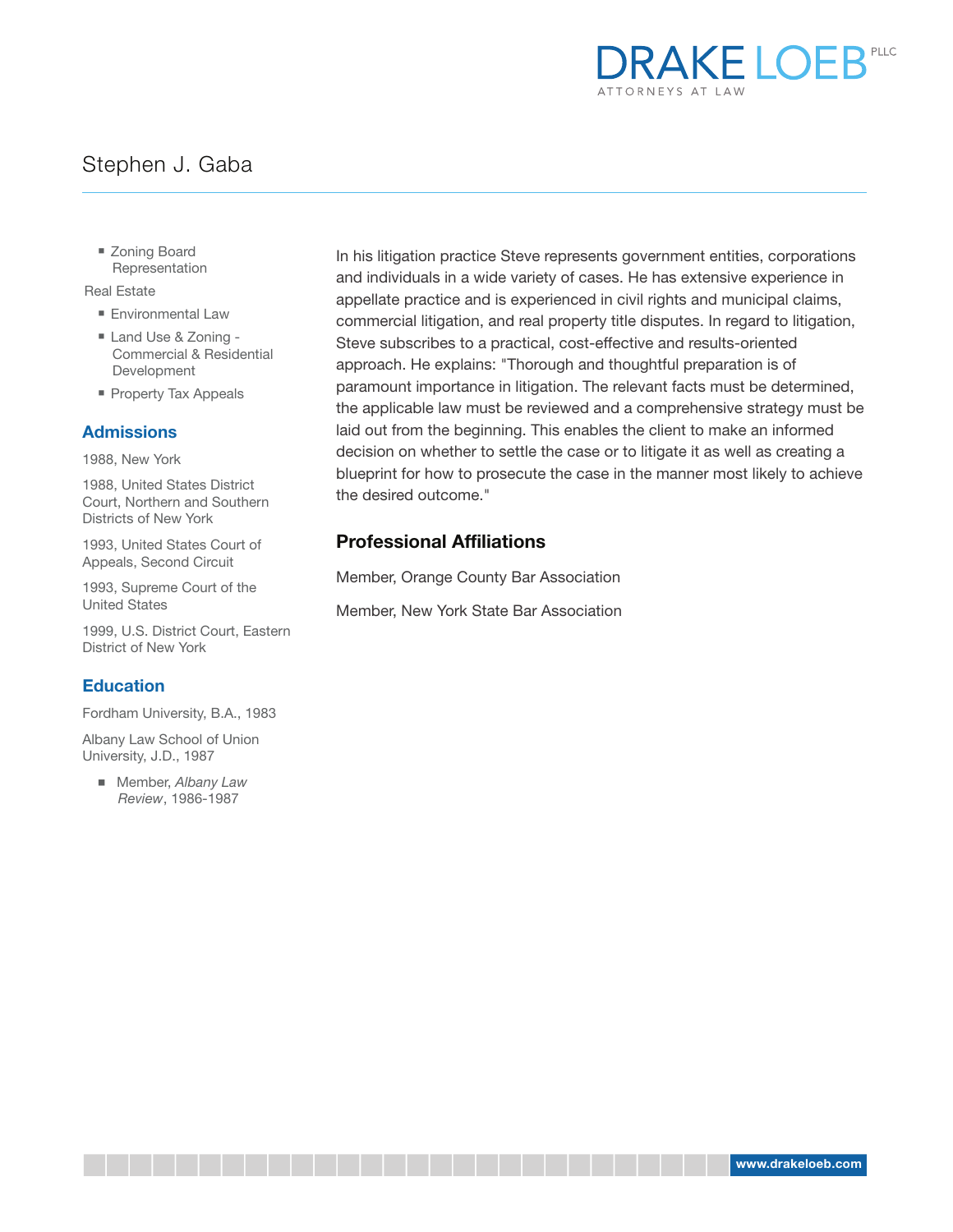# Stephen J. Gaba

- Zoning Board Representation

Real Estate

- Environmental Law
- Land Use & Zoning - Commercial & Residential Development
- Property Tax Appeals

## Admissions

1988, New York

1988, United States District Court, Northern and Southern Districts of New York

1993, United States Court of Appeals, Second Circuit

1993, Supreme Court of the United States

1999, U.S. District Court, Eastern District of New York

## Education

Fordham University, B.A., 1983

Albany Law School of Union University, J.D., 1987

- Member, *Albany Law Review*, 1986-1987

In his litigation practice Steve represents government entities, corporations and individuals in a wide variety of cases. He has extensive experience in appellate practice and is experienced in civil rights and municipal claims, commercial litigation, and real property title disputes. In regard to litigation, Steve subscribes to a practical, cost-effective and results-oriented approach. He explains: "Thorough and thoughtful preparation is of paramount importance in litigation. The relevant facts must be determined, the applicable law must be reviewed and a comprehensive strategy must be laid out from the beginning. This enables the client to make an informed decision on whether to settle the case or to litigate it as well as creating a blueprint for how to prosecute the case in the manner most likely to achieve the desired outcome."

## Professional Affiliations

Member, Orange County Bar Association

Member, New York State Bar Association